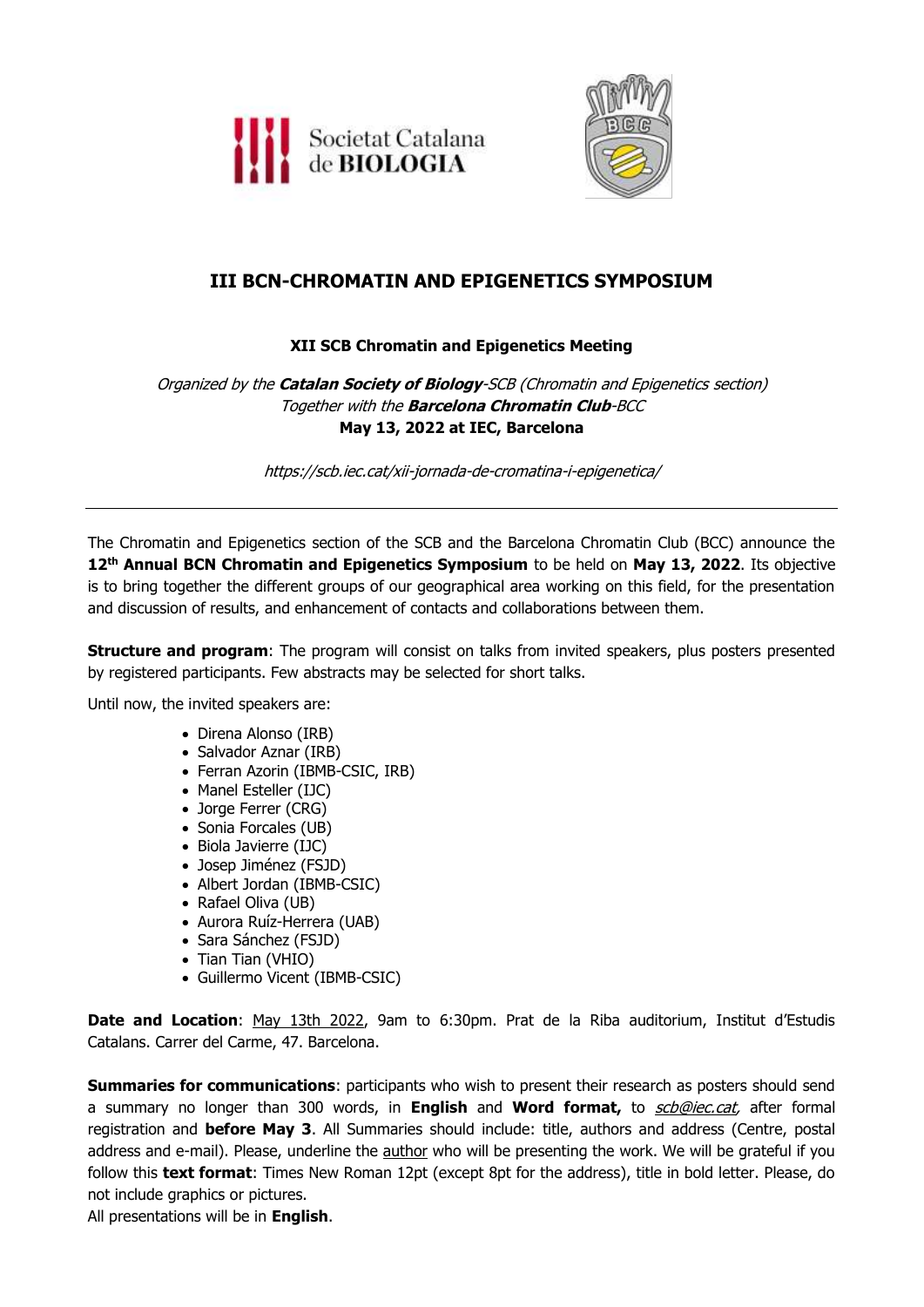# III BCN-CHROMATIN AND EPIGENETICS SYMPOSIUM

**XII SCB Chromatin and Epigenetics Meeting**

*Organized by the* ***Catalan Society of Biology****-SCB (Chromatin and Epigenetics section)*
*Together with the* ***Barcelona Chromatin Club****-BCC*
**May 13, 2022 at IEC, Barcelona**

*https://scb.iec.cat/xii-jornada-de-cromatina-i-epigenetica/*

---

The Chromatin and Epigenetics section of the SCB and the Barcelona Chromatin Club (BCC) announce the **12th Annual BCN Chromatin and Epigenetics Symposium** to be held on **May 13, 2022**. Its objective is to bring together the different groups of our geographical area working on this field, for the presentation and discussion of results, and enhancement of contacts and collaborations between them.

**Structure and program**: The program will consist on talks from invited speakers, plus posters presented by registered participants. Few abstracts may be selected for short talks.

Until now, the invited speakers are:

- Direna Alonso (IRB)
- Salvador Aznar (IRB)
- Ferran Azorin (IBMB-CSIC, IRB)
- Manel Esteller (IJC)
- Jorge Ferrer (CRG)
- Sonia Forcales (UB)
- Biola Javierre (IJC)
- Josep Jiménez (FSJD)
- Albert Jordan (IBMB-CSIC)
- Rafael Oliva (UB)
- Aurora Ruíz-Herrera (UAB)
- Sara Sánchez (FSJD)
- Tian Tian (VHIO)
- Guillermo Vicent (IBMB-CSIC)

**Date and Location**: <u>May 13th 2022</u>, 9am to 6:30pm. Prat de la Riba auditorium, Institut d'Estudis Catalans. Carrer del Carme, 47. Barcelona.

**Summaries for communications**: participants who wish to present their research as posters should send a summary no longer than 300 words, in **English** and **Word format,** to *scb@iec.cat*, after formal registration and **before May 3**. All Summaries should include: title, authors and address (Centre, postal address and e-mail). Please, underline the <u>author</u> who will be presenting the work. We will be grateful if you follow this **text format**: Times New Roman 12pt (except 8pt for the address), title in bold letter. Please, do not include graphics or pictures.
All presentations will be in **English**.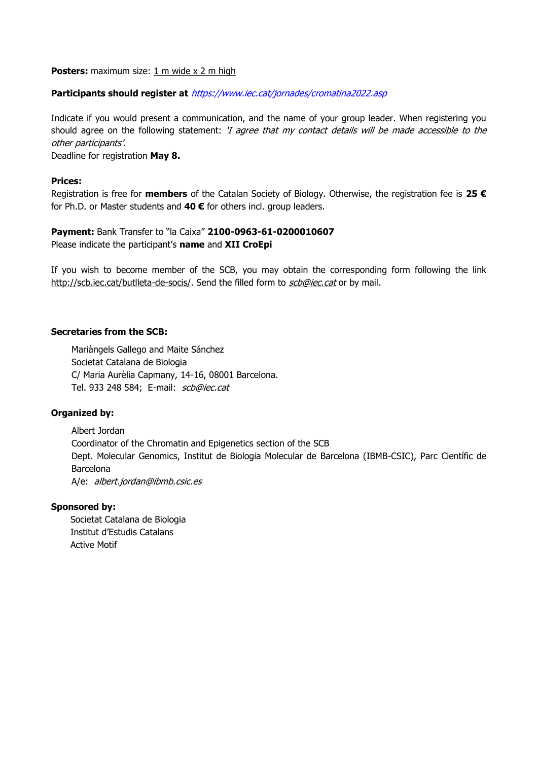**Posters:** maximum size: 1 m wide x 2 m high

**Participants should register at** *https://www.iec.cat/jornades/cromatina2022.asp*

Indicate if you would present a communication, and the name of your group leader. When registering you should agree on the following statement: *'I agree that my contact details will be made accessible to the other participants'.*
Deadline for registration **May 8.**

**Prices:**
Registration is free for **members** of the Catalan Society of Biology. Otherwise, the registration fee is **25 €** for Ph.D. or Master students and **40 €** for others incl. group leaders.

**Payment:** Bank Transfer to "la Caixa" **2100-0963-61-0200010607**
Please indicate the participant's **name** and **XII CroEpi**

If you wish to become member of the SCB, you may obtain the corresponding form following the link http://scb.iec.cat/butlleta-de-socis/. Send the filled form to *scb@iec.cat* or by mail.

**Secretaries from the SCB:**

Mariàngels Gallego and Maite Sánchez
Societat Catalana de Biologia
C/ Maria Aurèlia Capmany, 14-16, 08001 Barcelona.
Tel. 933 248 584; E-mail: *scb@iec.cat*

**Organized by:**

Albert Jordan
Coordinator of the Chromatin and Epigenetics section of the SCB
Dept. Molecular Genomics, Institut de Biologia Molecular de Barcelona (IBMB-CSIC), Parc Científic de Barcelona
A/e: *albert.jordan@ibmb.csic.es*

**Sponsored by:**

Societat Catalana de Biologia
Institut d'Estudis Catalans
Active Motif